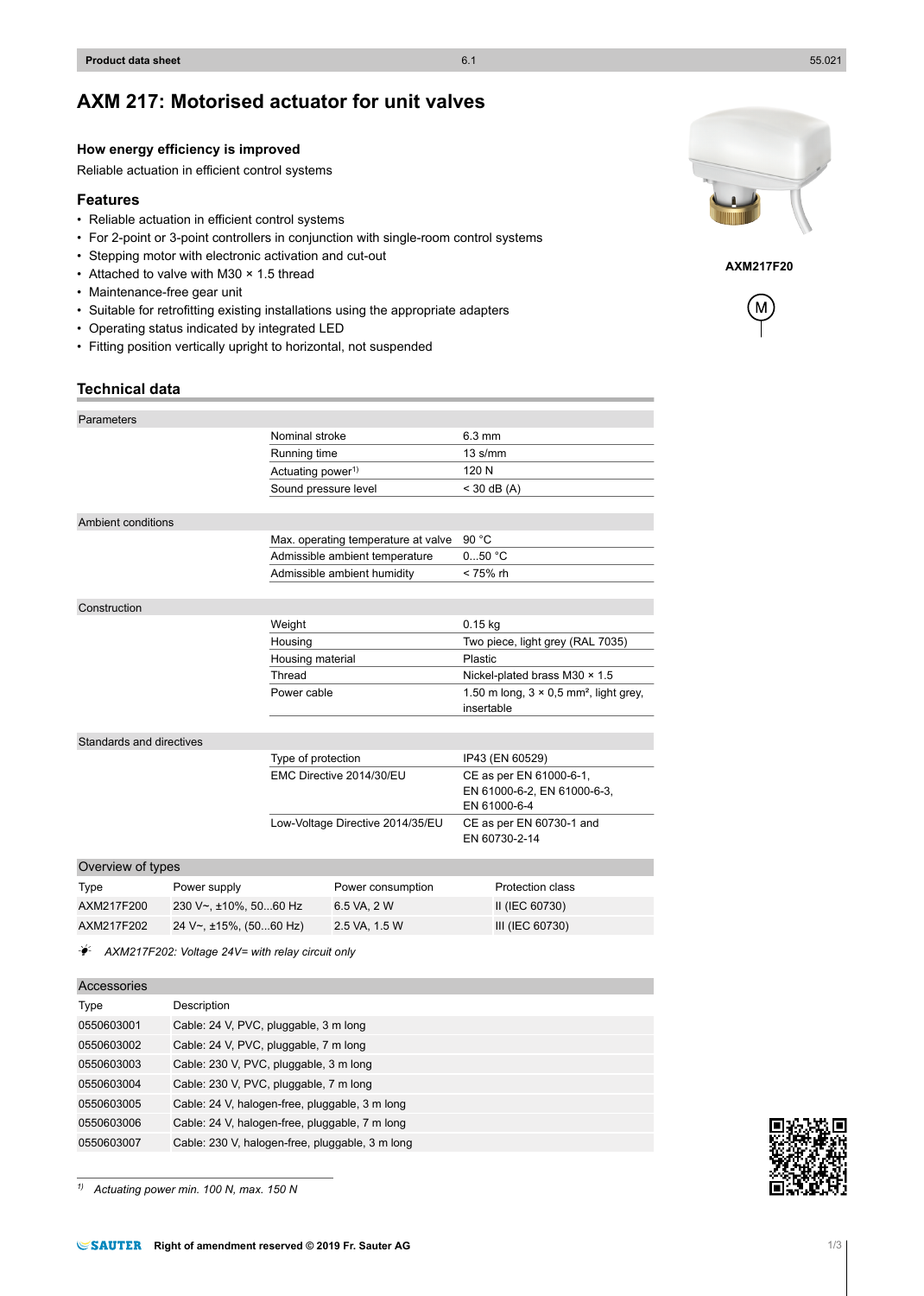# AXM 217: Motorised actuator for unit valves

AXM217F20

### How energy efficiency is improved

Reliable actuation in efficient control systems

## Features

- Reliable actuation in efficient control systems
- For 2-point or 3-point controllers in conjunction with single-room control systems
- Stepping motor with electronic activation and cut-out
- Attached to valve with M30 × 1.5 thread
- Maintenance-free gear unit
- Suitable for retrofitting existing installations using the appropriate adapters
- Operating status indicated by integrated LED
- Fitting position vertically upright to horizontal, not suspended

## Technical data

| Parameters | | |
|---|---|---|
| | Nominal stroke | 6.3 mm |
| | Running time | 13 s/mm |
| | Actuating power[1] | 120 N |
| | Sound pressure level | < 30 dB (A) |

| Ambient conditions | | |
|---|---|---|
| | Max. operating temperature at valve | 90 °C |
| | Admissible ambient temperature | 0...50 °C |
| | Admissible ambient humidity | < 75% rh |

| Construction | | |
|---|---|---|
| | Weight | 0.15 kg |
| | Housing | Two piece, light grey (RAL 7035) |
| | Housing material | Plastic |
| | Thread | Nickel-plated brass M30 × 1.5 |
| | Power cable | 1.50 m long, 3 × 0,5 mm², light grey, insertable |

| Standards and directives | | |
|---|---|---|
| | Type of protection | IP43 (EN 60529) |
| | EMC Directive 2014/30/EU | CE as per EN 61000-6-1, EN 61000-6-2, EN 61000-6-3, EN 61000-6-4 |
| | Low-Voltage Directive 2014/35/EU | CE as per EN 60730-1 and EN 60730-2-14 |

### Overview of types

| Type | Power supply | Power consumption | Protection class |
|---|---|---|---|
| AXM217F200 | 230 V~, ±10%, 50...60 Hz | 6.5 VA, 2 W | II (IEC 60730) |
| AXM217F202 | 24 V~, ±15%, (50...60 Hz) | 2.5 VA, 1.5 W | III (IEC 60730) |

*AXM217F202: Voltage 24V= with relay circuit only*

### Accessories

| Type | Description |
|---|---|
| 0550603001 | Cable: 24 V, PVC, pluggable, 3 m long |
| 0550603002 | Cable: 24 V, PVC, pluggable, 7 m long |
| 0550603003 | Cable: 230 V, PVC, pluggable, 3 m long |
| 0550603004 | Cable: 230 V, PVC, pluggable, 7 m long |
| 0550603005 | Cable: 24 V, halogen-free, pluggable, 3 m long |
| 0550603006 | Cable: 24 V, halogen-free, pluggable, 7 m long |
| 0550603007 | Cable: 230 V, halogen-free, pluggable, 3 m long |

[1] *Actuating power min. 100 N, max. 150 N*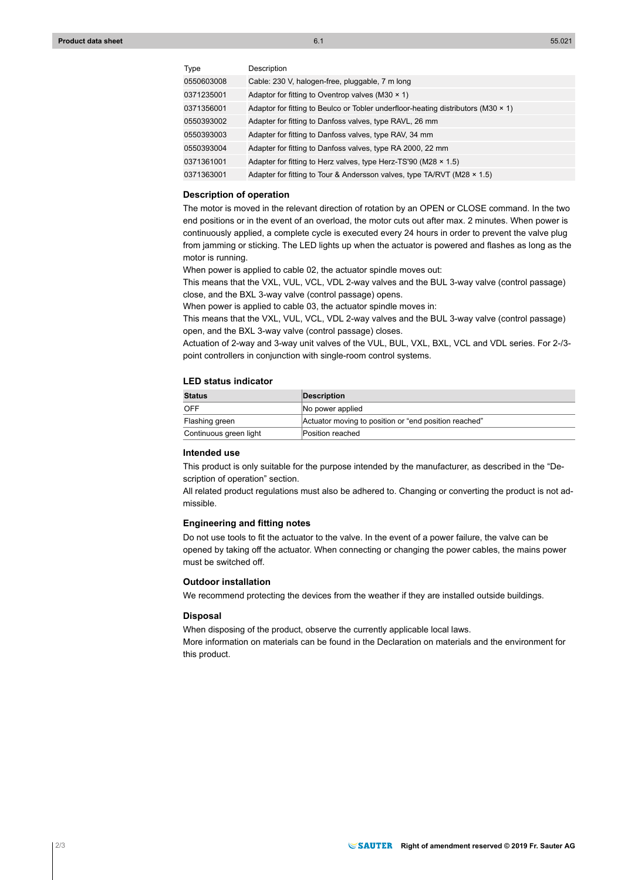| Type | Description |
| --- | --- |
| 0550603008 | Cable: 230 V, halogen-free, pluggable, 7 m long |
| 0371235001 | Adaptor for fitting to Oventrop valves (M30 × 1) |
| 0371356001 | Adaptor for fitting to Beulco or Tobler underfloor-heating distributors (M30 × 1) |
| 0550393002 | Adapter for fitting to Danfoss valves, type RAVL, 26 mm |
| 0550393003 | Adapter for fitting to Danfoss valves, type RAV, 34 mm |
| 0550393004 | Adapter for fitting to Danfoss valves, type RA 2000, 22 mm |
| 0371361001 | Adapter for fitting to Herz valves, type Herz-TS'90 (M28 × 1.5) |
| 0371363001 | Adapter for fitting to Tour & Andersson valves, type TA/RVT (M28 × 1.5) |

### Description of operation

The motor is moved in the relevant direction of rotation by an OPEN or CLOSE command. In the two end positions or in the event of an overload, the motor cuts out after max. 2 minutes. When power is continuously applied, a complete cycle is executed every 24 hours in order to prevent the valve plug from jamming or sticking. The LED lights up when the actuator is powered and flashes as long as the motor is running.

When power is applied to cable 02, the actuator spindle moves out:

This means that the VXL, VUL, VCL, VDL 2-way valves and the BUL 3-way valve (control passage) close, and the BXL 3-way valve (control passage) opens.

When power is applied to cable 03, the actuator spindle moves in:

This means that the VXL, VUL, VCL, VDL 2-way valves and the BUL 3-way valve (control passage) open, and the BXL 3-way valve (control passage) closes.

Actuation of 2-way and 3-way unit valves of the VUL, BUL, VXL, BXL, VCL and VDL series. For 2-/3-point controllers in conjunction with single-room control systems.

### LED status indicator

| Status | Description |
| --- | --- |
| OFF | No power applied |
| Flashing green | Actuator moving to position or "end position reached" |
| Continuous green light | Position reached |

### Intended use

This product is only suitable for the purpose intended by the manufacturer, as described in the "Description of operation" section.

All related product regulations must also be adhered to. Changing or converting the product is not admissible.

### Engineering and fitting notes

Do not use tools to fit the actuator to the valve. In the event of a power failure, the valve can be opened by taking off the actuator. When connecting or changing the power cables, the mains power must be switched off.

### Outdoor installation

We recommend protecting the devices from the weather if they are installed outside buildings.

### Disposal

When disposing of the product, observe the currently applicable local laws.

More information on materials can be found in the Declaration on materials and the environment for this product.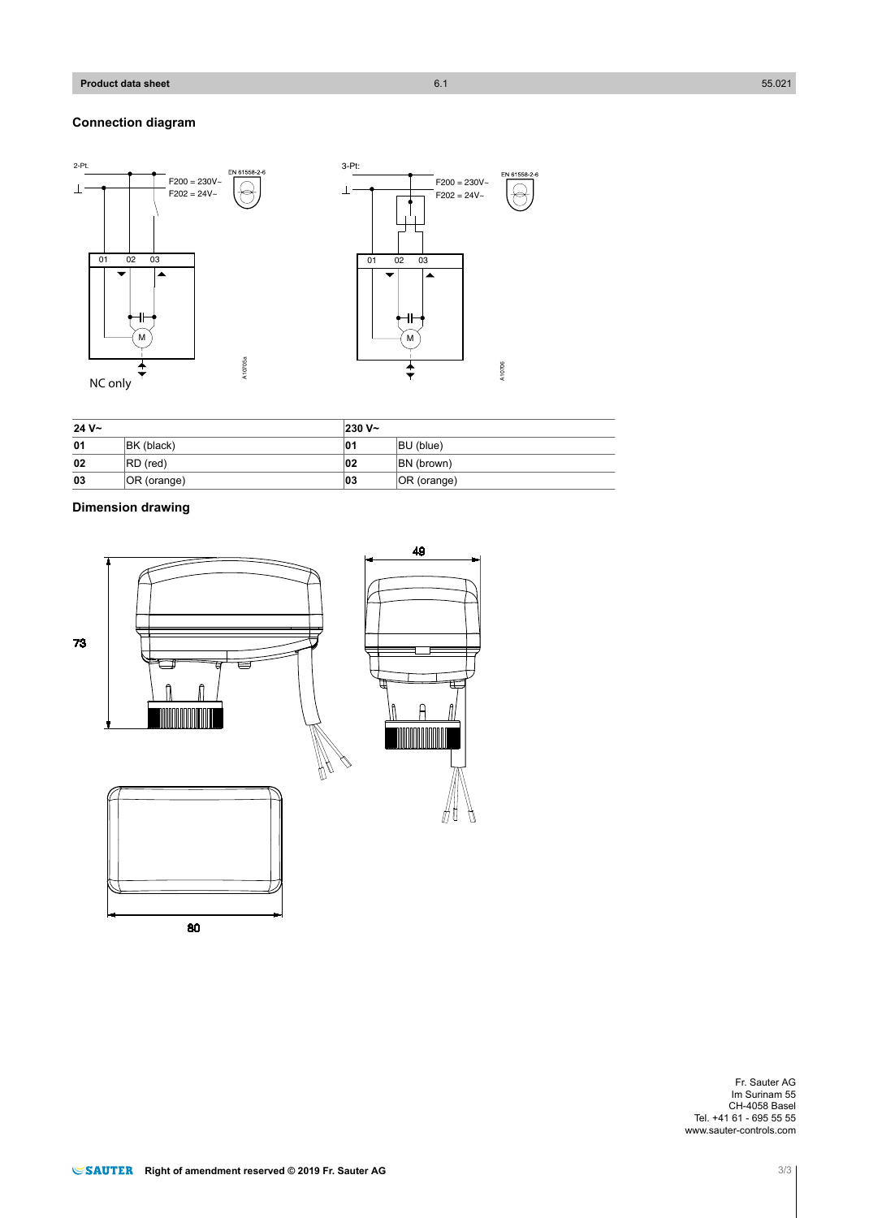## Connection diagram

2-Pt.

F200 = 230V~
F202 = 24V~

EN 61558-2-6

01 02 03

M

NC only

A10705a

3-Pt:

F200 = 230V~
F202 = 24V~

EN 61558-2-6

01 02 03

M

A10706

| 24 V~ | | 230 V~ | |
|---|---|---|---|
| 01 | BK (black) | 01 | BU (blue) |
| 02 | RD (red) | 02 | BN (brown) |
| 03 | OR (orange) | 03 | OR (orange) |

## Dimension drawing

73

49

80

Fr. Sauter AG
Im Surinam 55
CH-4058 Basel
Tel. +41 61 - 695 55 55
www.sauter-controls.com